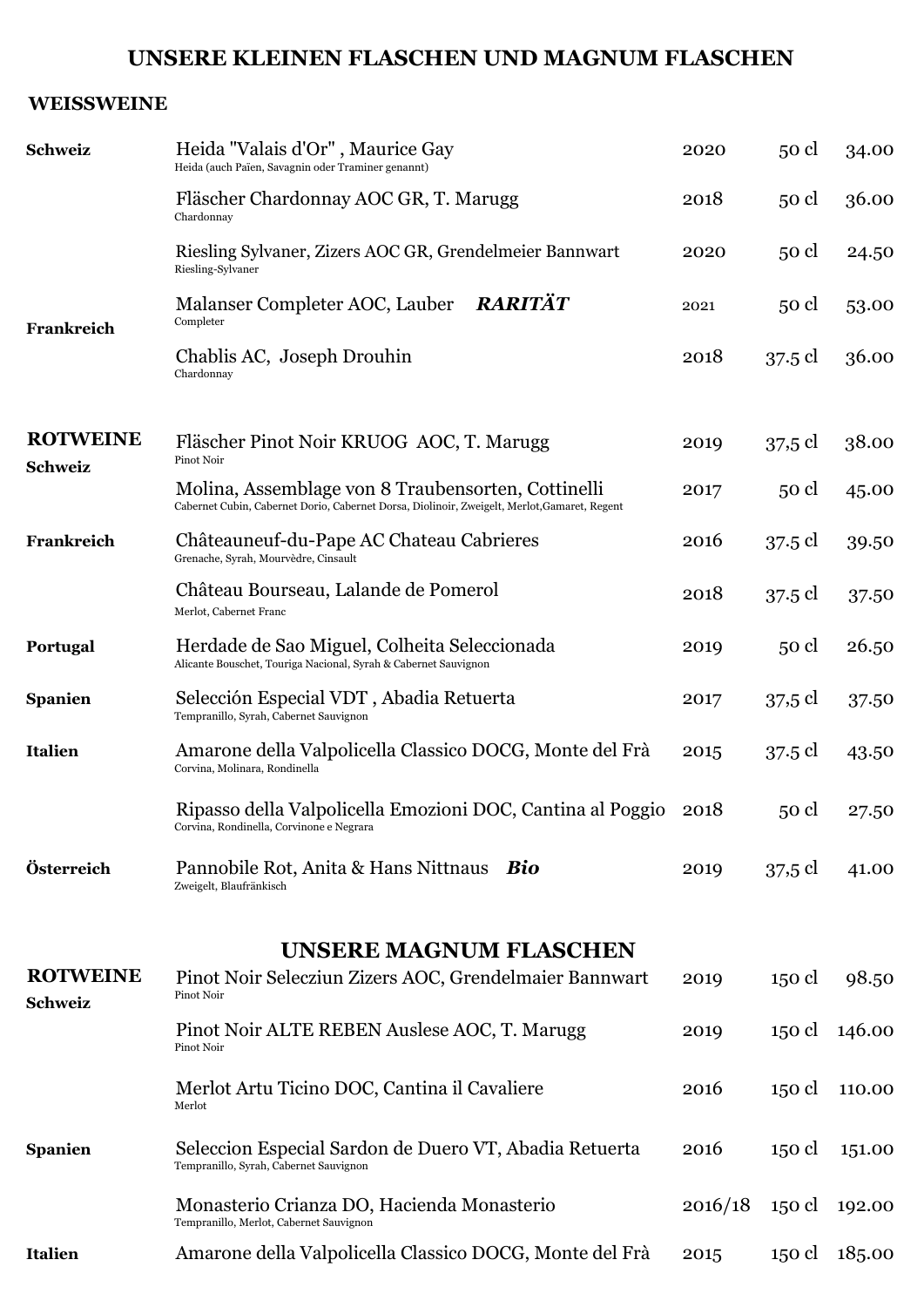# UNSERE KLEINEN FLASCHEN UND MAGNUM FLASCHEN

## WEISSWEINE

| | | | | |
|---|---|---|---|---|
| **Schweiz** | Heida "Valais d'Or" , Maurice Gay<br>Heida (auch Païen, Savagnin oder Traminer genannt) | 2020 | 50 cl | 34.00 |
| | Fläscher Chardonnay AOC GR, T. Marugg<br>Chardonnay | 2018 | 50 cl | 36.00 |
| | Riesling Sylvaner, Zizers AOC GR, Grendelmeier Bannwart<br>Riesling-Sylvaner | 2020 | 50 cl | 24.50 |
| | Malanser Completer AOC, Lauber ***RARITÄT***<br>Completer | 2021 | 50 cl | 53.00 |
| **Frankreich** | Chablis AC, Joseph Drouhin<br>Chardonnay | 2018 | 37.5 cl | 36.00 |

## ROTWEINE

| | | | | |
|---|---|---|---|---|
| **Schweiz** | Fläscher Pinot Noir KRUOG AOC, T. Marugg<br>Pinot Noir | 2019 | 37,5 cl | 38.00 |
| | Molina, Assemblage von 8 Traubensorten, Cottinelli<br>Cabernet Cubin, Cabernet Dorio, Cabernet Dorsa, Diolinoir, Zweigelt, Merlot,Gamaret, Regent | 2017 | 50 cl | 45.00 |
| **Frankreich** | Châteauneuf-du-Pape AC Chateau Cabrieres<br>Grenache, Syrah, Mourvèdre, Cinsault | 2016 | 37.5 cl | 39.50 |
| | Château Bourseau, Lalande de Pomerol<br>Merlot, Cabernet Franc | 2018 | 37.5 cl | 37.50 |
| **Portugal** | Herdade de Sao Miguel, Colheita Seleccionada<br>Alicante Bouschet, Touriga Nacional, Syrah & Cabernet Sauvignon | 2019 | 50 cl | 26.50 |
| **Spanien** | Selección Especial VDT , Abadia Retuerta<br>Tempranillo, Syrah, Cabernet Sauvignon | 2017 | 37,5 cl | 37.50 |
| **Italien** | Amarone della Valpolicella Classico DOCG, Monte del Frà<br>Corvina, Molinara, Rondinella | 2015 | 37.5 cl | 43.50 |
| | Ripasso della Valpolicella Emozioni DOC, Cantina al Poggio<br>Corvina, Rondinella, Corvinone e Negrara | 2018 | 50 cl | 27.50 |
| **Österreich** | Pannobile Rot, Anita & Hans Nittnaus ***Bio***<br>Zweigelt, Blaufränkisch | 2019 | 37,5 cl | 41.00 |

# UNSERE MAGNUM FLASCHEN

## ROTWEINE

| | | | | |
|---|---|---|---|---|
| **Schweiz** | Pinot Noir Selecziun Zizers AOC, Grendelmaier Bannwart<br>Pinot Noir | 2019 | 150 cl | 98.50 |
| | Pinot Noir ALTE REBEN Auslese AOC, T. Marugg<br>Pinot Noir | 2019 | 150 cl | 146.00 |
| | Merlot Artu Ticino DOC, Cantina il Cavaliere<br>Merlot | 2016 | 150 cl | 110.00 |
| **Spanien** | Seleccion Especial Sardon de Duero VT, Abadia Retuerta<br>Tempranillo, Syrah, Cabernet Sauvignon | 2016 | 150 cl | 151.00 |
| | Monasterio Crianza DO, Hacienda Monasterio<br>Tempranillo, Merlot, Cabernet Sauvignon | 2016/18 | 150 cl | 192.00 |
| **Italien** | Amarone della Valpolicella Classico DOCG, Monte del Frà | 2015 | 150 cl | 185.00 |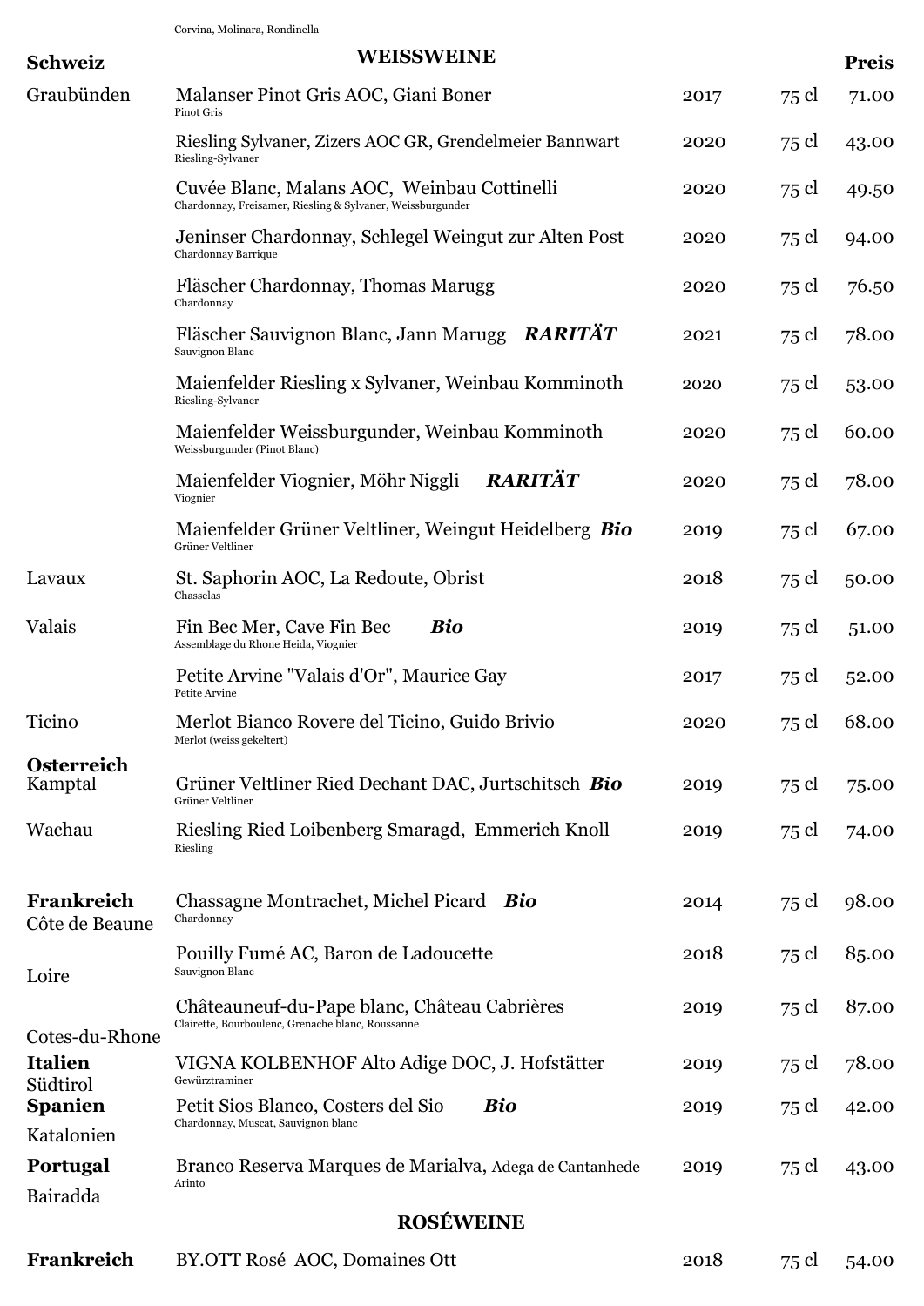Corvina, Molinara, Rondinella

## WEISSWEINE

| Schweiz | | | | Preis |
|---|---|---|---|---|
| Graubünden | Malanser Pinot Gris AOC, Giani Boner<br>Pinot Gris | 2017 | 75 cl | 71.00 |
| | Riesling Sylvaner, Zizers AOC GR, Grendelmeier Bannwart<br>Riesling-Sylvaner | 2020 | 75 cl | 43.00 |
| | Cuvée Blanc, Malans AOC, Weinbau Cottinelli<br>Chardonnay, Freisamer, Riesling & Sylvaner, Weissburgunder | 2020 | 75 cl | 49.50 |
| | Jeninser Chardonnay, Schlegel Weingut zur Alten Post<br>Chardonnay Barrique | 2020 | 75 cl | 94.00 |
| | Fläscher Chardonnay, Thomas Marugg<br>Chardonnay | 2020 | 75 cl | 76.50 |
| | Fläscher Sauvignon Blanc, Jann Marugg ***RARITÄT***<br>Sauvignon Blanc | 2021 | 75 cl | 78.00 |
| | Maienfelder Riesling x Sylvaner, Weinbau Komminoth<br>Riesling-Sylvaner | 2020 | 75 cl | 53.00 |
| | Maienfelder Weissburgunder, Weinbau Komminoth<br>Weissburgunder (Pinot Blanc) | 2020 | 75 cl | 60.00 |
| | Maienfelder Viognier, Möhr Niggli ***RARITÄT***<br>Viognier | 2020 | 75 cl | 78.00 |
| | Maienfelder Grüner Veltliner, Weingut Heidelberg ***Bio***<br>Grüner Veltliner | 2019 | 75 cl | 67.00 |
| Lavaux | St. Saphorin AOC, La Redoute, Obrist<br>Chasselas | 2018 | 75 cl | 50.00 |
| Valais | Fin Bec Mer, Cave Fin Bec ***Bio***<br>Assemblage du Rhone Heida, Viognier | 2019 | 75 cl | 51.00 |
| | Petite Arvine "Valais d'Or", Maurice Gay<br>Petite Arvine | 2017 | 75 cl | 52.00 |
| Ticino | Merlot Bianco Rovere del Ticino, Guido Brivio<br>Merlot (weiss gekeltert) | 2020 | 75 cl | 68.00 |
| **Österreich**<br>Kamptal | Grüner Veltliner Ried Dechant DAC, Jurtschitsch ***Bio***<br>Grüner Veltliner | 2019 | 75 cl | 75.00 |
| Wachau | Riesling Ried Loibenberg Smaragd, Emmerich Knoll<br>Riesling | 2019 | 75 cl | 74.00 |
| **Frankreich**<br>Côte de Beaune | Chassagne Montrachet, Michel Picard ***Bio***<br>Chardonnay | 2014 | 75 cl | 98.00 |
| Loire | Pouilly Fumé AC, Baron de Ladoucette<br>Sauvignon Blanc | 2018 | 75 cl | 85.00 |
| Cotes-du-Rhone | Châteauneuf-du-Pape blanc, Château Cabrières<br>Clairette, Bourboulenc, Grenache blanc, Roussanne | 2019 | 75 cl | 87.00 |
| **Italien**<br>Südtirol | VIGNA KOLBENHOF Alto Adige DOC, J. Hofstätter<br>Gewürztraminer | 2019 | 75 cl | 78.00 |
| **Spanien**<br>Katalonien | Petit Sios Blanco, Costers del Sio ***Bio***<br>Chardonnay, Muscat, Sauvignon blanc | 2019 | 75 cl | 42.00 |
| **Portugal**<br>Bairadda | Branco Reserva Marques de Marialva, Adega de Cantanhede<br>Arinto | 2019 | 75 cl | 43.00 |

## ROSÉWEINE

| | | | | |
|---|---|---|---|---|
| **Frankreich** | BY.OTT Rosé AOC, Domaines Ott | 2018 | 75 cl | 54.00 |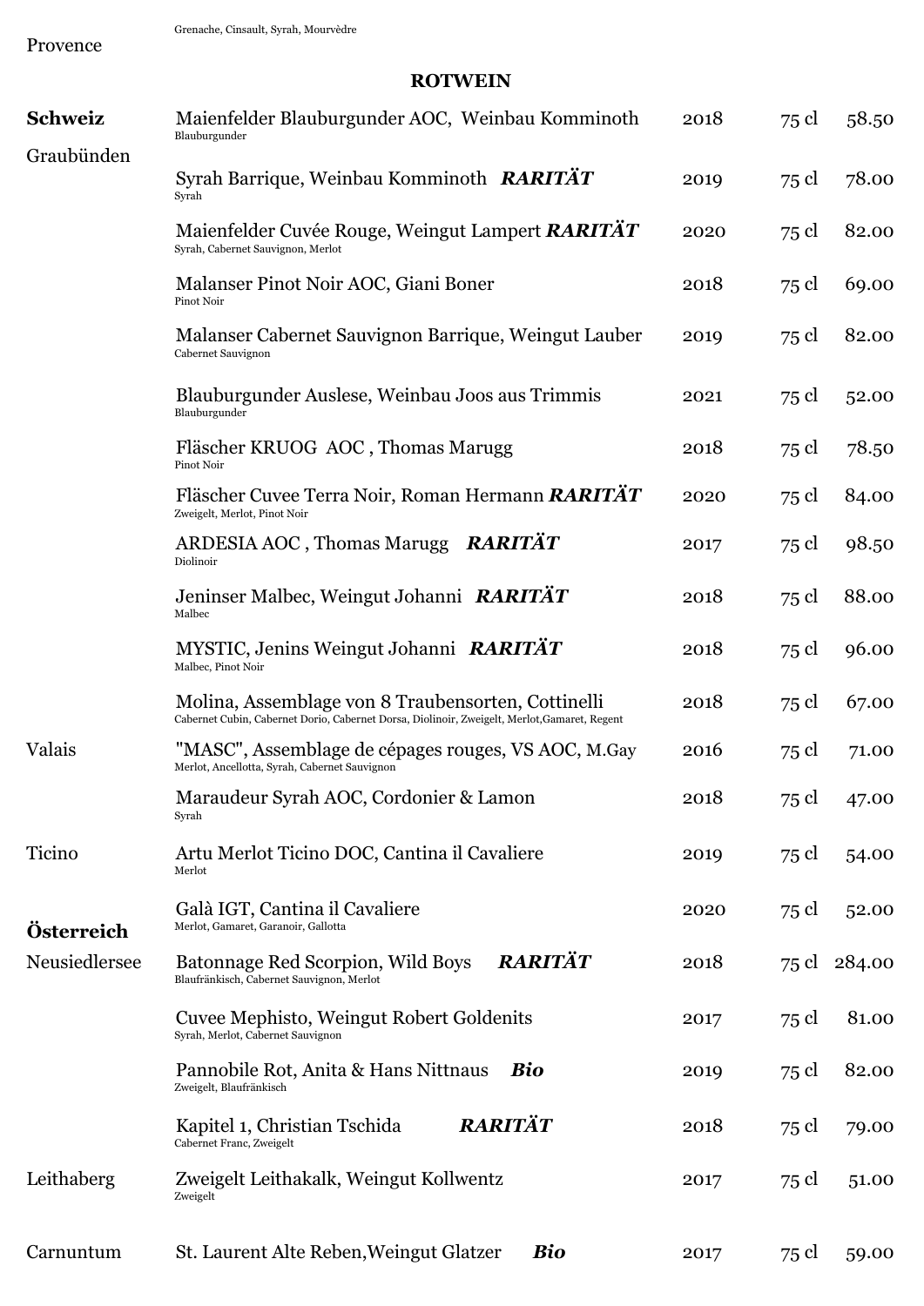| | | | | |
|---|---|---|---|---|
| Provence | Grenache, Cinsault, Syrah, Mourvèdre | | | |

## ROTWEIN

| Region | Wein | Jahrgang | Inhalt | Preis |
|---|---|---|---|---|
| **Schweiz** Graubünden | Maienfelder Blauburgunder AOC, Weinbau Komminoth<br>Blauburgunder | 2018 | 75 cl | 58.50 |
| | Syrah Barrique, Weinbau Komminoth ***RARITÄT***<br>Syrah | 2019 | 75 cl | 78.00 |
| | Maienfelder Cuvée Rouge, Weingut Lampert ***RARITÄT***<br>Syrah, Cabernet Sauvignon, Merlot | 2020 | 75 cl | 82.00 |
| | Malanser Pinot Noir AOC, Giani Boner<br>Pinot Noir | 2018 | 75 cl | 69.00 |
| | Malanser Cabernet Sauvignon Barrique, Weingut Lauber<br>Cabernet Sauvignon | 2019 | 75 cl | 82.00 |
| | Blauburgunder Auslese, Weinbau Joos aus Trimmis<br>Blauburgunder | 2021 | 75 cl | 52.00 |
| | Fläscher KRUOG AOC , Thomas Marugg<br>Pinot Noir | 2018 | 75 cl | 78.50 |
| | Fläscher Cuvee Terra Noir, Roman Hermann ***RARITÄT***<br>Zweigelt, Merlot, Pinot Noir | 2020 | 75 cl | 84.00 |
| | ARDESIA AOC , Thomas Marugg ***RARITÄT***<br>Diolinoir | 2017 | 75 cl | 98.50 |
| | Jeninser Malbec, Weingut Johanni ***RARITÄT***<br>Malbec | 2018 | 75 cl | 88.00 |
| | MYSTIC, Jenins Weingut Johanni ***RARITÄT***<br>Malbec, Pinot Noir | 2018 | 75 cl | 96.00 |
| | Molina, Assemblage von 8 Traubensorten, Cottinelli<br>Cabernet Cubin, Cabernet Dorio, Cabernet Dorsa, Diolinoir, Zweigelt, Merlot,Gamaret, Regent | 2018 | 75 cl | 67.00 |
| Valais | "MASC", Assemblage de cépages rouges, VS AOC, M.Gay<br>Merlot, Ancellotta, Syrah, Cabernet Sauvignon | 2016 | 75 cl | 71.00 |
| | Maraudeur Syrah AOC, Cordonier & Lamon<br>Syrah | 2018 | 75 cl | 47.00 |
| Ticino | Artu Merlot Ticino DOC, Cantina il Cavaliere<br>Merlot | 2019 | 75 cl | 54.00 |
| | Galà IGT, Cantina il Cavaliere<br>Merlot, Gamaret, Garanoir, Gallotta | 2020 | 75 cl | 52.00 |
| **Österreich** Neusiedlersee | Batonnage Red Scorpion, Wild Boys ***RARITÄT***<br>Blaufränkisch, Cabernet Sauvignon, Merlot | 2018 | 75 cl | 284.00 |
| | Cuvee Mephisto, Weingut Robert Goldenits<br>Syrah, Merlot, Cabernet Sauvignon | 2017 | 75 cl | 81.00 |
| | Pannobile Rot, Anita & Hans Nittnaus ***Bio***<br>Zweigelt, Blaufränkisch | 2019 | 75 cl | 82.00 |
| | Kapitel 1, Christian Tschida ***RARITÄT***<br>Cabernet Franc, Zweigelt | 2018 | 75 cl | 79.00 |
| Leithaberg | Zweigelt Leithakalk, Weingut Kollwentz<br>Zweigelt | 2017 | 75 cl | 51.00 |
| Carnuntum | St. Laurent Alte Reben,Weingut Glatzer ***Bio*** | 2017 | 75 cl | 59.00 |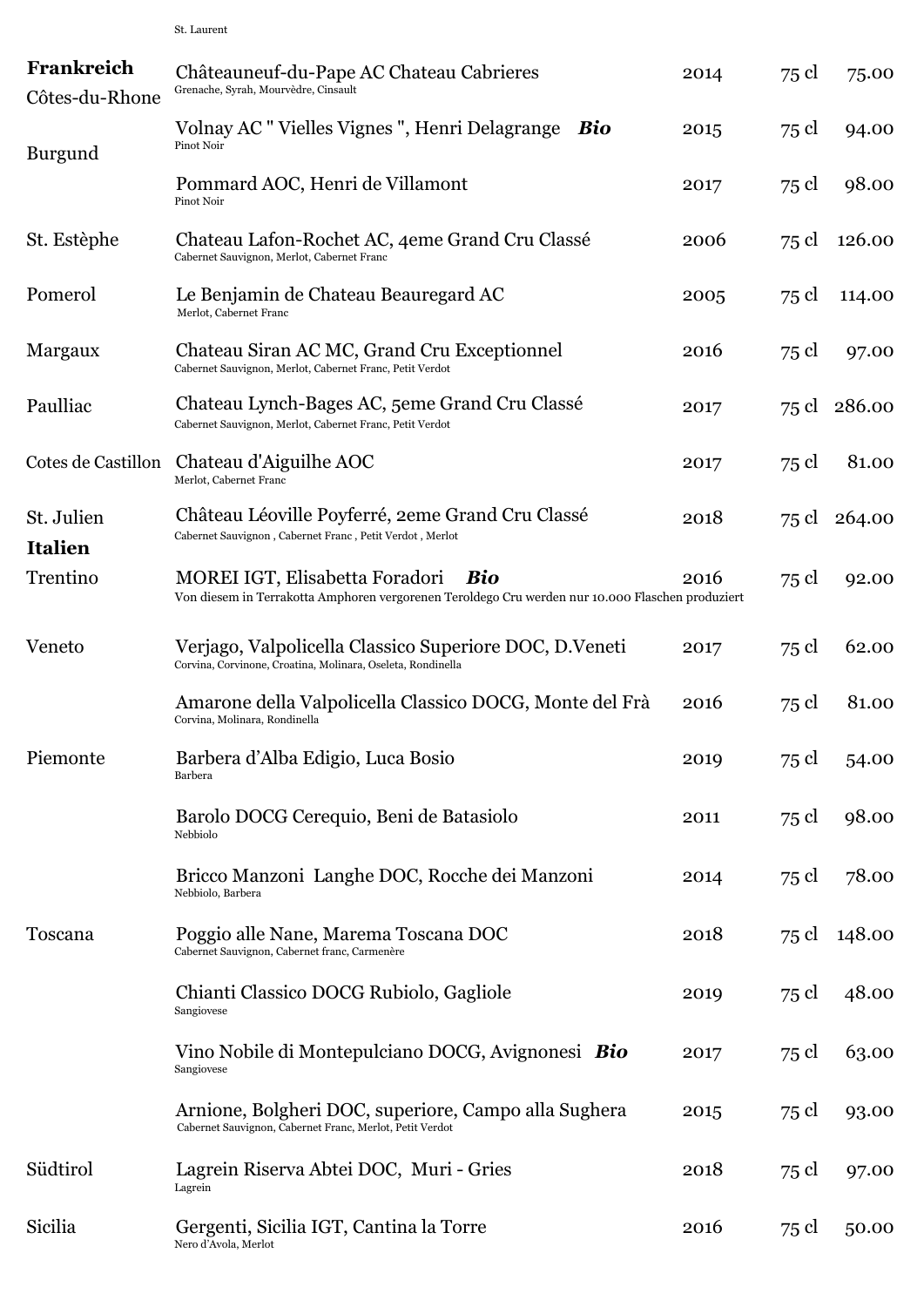St. Laurent

| | | | | |
|---|---|---|---|---|
| **Frankreich** Côtes-du-Rhone | Châteauneuf-du-Pape AC Chateau Cabrieres<br>Grenache, Syrah, Mourvèdre, Cinsault | 2014 | 75 cl | 75.00 |
| Burgund | Volnay AC " Vielles Vignes ", Henri Delagrange ***Bio***<br>Pinot Noir | 2015 | 75 cl | 94.00 |
| | Pommard AOC, Henri de Villamont<br>Pinot Noir | 2017 | 75 cl | 98.00 |
| St. Estèphe | Chateau Lafon-Rochet AC, 4eme Grand Cru Classé<br>Cabernet Sauvignon, Merlot, Cabernet Franc | 2006 | 75 cl | 126.00 |
| Pomerol | Le Benjamin de Chateau Beauregard AC<br>Merlot, Cabernet Franc | 2005 | 75 cl | 114.00 |
| Margaux | Chateau Siran AC MC, Grand Cru Exceptionnel<br>Cabernet Sauvignon, Merlot, Cabernet Franc, Petit Verdot | 2016 | 75 cl | 97.00 |
| Paulliac | Chateau Lynch-Bages AC, 5eme Grand Cru Classé<br>Cabernet Sauvignon, Merlot, Cabernet Franc, Petit Verdot | 2017 | 75 cl | 286.00 |
| Cotes de Castillon | Chateau d'Aiguilhe AOC<br>Merlot, Cabernet Franc | 2017 | 75 cl | 81.00 |
| St. Julien | Château Léoville Poyferré, 2eme Grand Cru Classé<br>Cabernet Sauvignon , Cabernet Franc , Petit Verdot , Merlot | 2018 | 75 cl | 264.00 |
| **Italien** | | | | |
| Trentino | MOREI IGT, Elisabetta Foradori ***Bio***<br>Von diesem in Terrakotta Amphoren vergorenen Teroldego Cru werden nur 10.000 Flaschen produziert | 2016 | 75 cl | 92.00 |
| Veneto | Verjago, Valpolicella Classico Superiore DOC, D.Veneti<br>Corvina, Corvinone, Croatina, Molinara, Oseleta, Rondinella | 2017 | 75 cl | 62.00 |
| | Amarone della Valpolicella Classico DOCG, Monte del Frà<br>Corvina, Molinara, Rondinella | 2016 | 75 cl | 81.00 |
| Piemonte | Barbera d'Alba Edigio, Luca Bosio<br>Barbera | 2019 | 75 cl | 54.00 |
| | Barolo DOCG Cerequio, Beni de Batasiolo<br>Nebbiolo | 2011 | 75 cl | 98.00 |
| | Bricco Manzoni Langhe DOC, Rocche dei Manzoni<br>Nebbiolo, Barbera | 2014 | 75 cl | 78.00 |
| Toscana | Poggio alle Nane, Marema Toscana DOC<br>Cabernet Sauvignon, Cabernet franc, Carmenère | 2018 | 75 cl | 148.00 |
| | Chianti Classico DOCG Rubiolo, Gagliole<br>Sangiovese | 2019 | 75 cl | 48.00 |
| | Vino Nobile di Montepulciano DOCG, Avignonesi ***Bio***<br>Sangiovese | 2017 | 75 cl | 63.00 |
| | Arnione, Bolgheri DOC, superiore, Campo alla Sughera<br>Cabernet Sauvignon, Cabernet Franc, Merlot, Petit Verdot | 2015 | 75 cl | 93.00 |
| Südtirol | Lagrein Riserva Abtei DOC, Muri - Gries<br>Lagrein | 2018 | 75 cl | 97.00 |
| Sicilia | Gergenti, Sicilia IGT, Cantina la Torre<br>Nero d'Avola, Merlot | 2016 | 75 cl | 50.00 |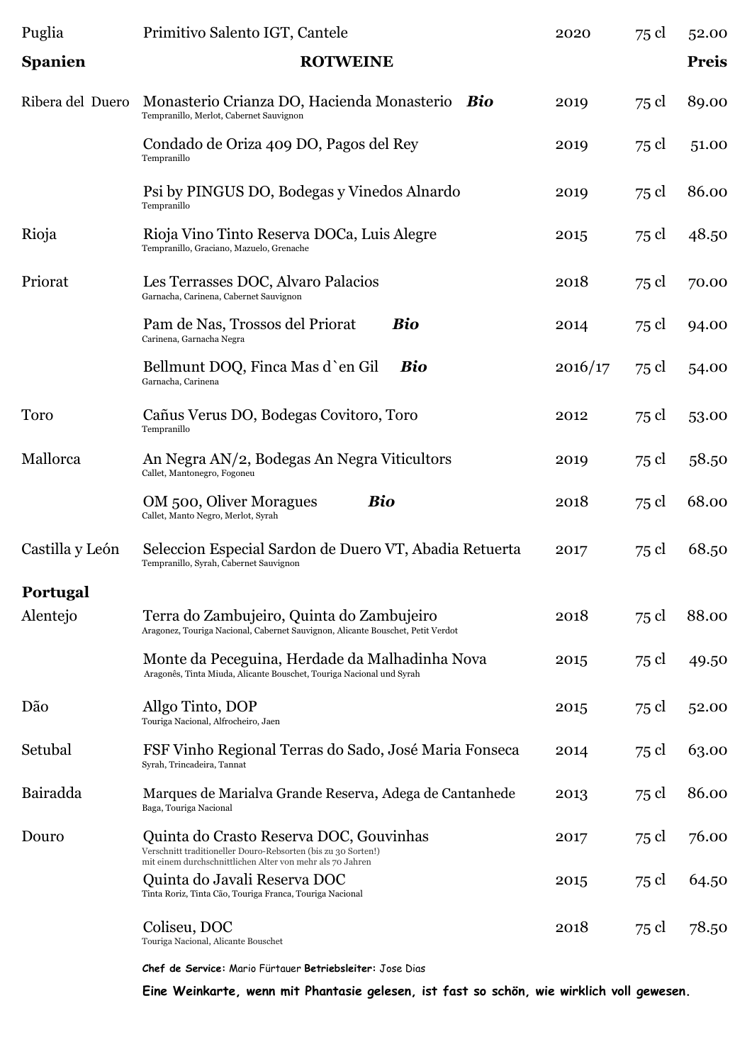| | | | | |
|---|---|---|---|---|
| Puglia | Primitivo Salento IGT, Cantele | 2020 | 75 cl | 52.00 |
| **Spanien** | **ROTWEINE** | | | **Preis** |
| Ribera del Duero | Monasterio Crianza DO, Hacienda Monasterio ***Bio***<br>Tempranillo, Merlot, Cabernet Sauvignon | 2019 | 75 cl | 89.00 |
| | Condado de Oriza 409 DO, Pagos del Rey<br>Tempranillo | 2019 | 75 cl | 51.00 |
| | Psi by PINGUS DO, Bodegas y Vinedos Alnardo<br>Tempranillo | 2019 | 75 cl | 86.00 |
| Rioja | Rioja Vino Tinto Reserva DOCa, Luis Alegre<br>Tempranillo, Graciano, Mazuelo, Grenache | 2015 | 75 cl | 48.50 |
| Priorat | Les Terrasses DOC, Alvaro Palacios<br>Garnacha, Carinena, Cabernet Sauvignon | 2018 | 75 cl | 70.00 |
| | Pam de Nas, Trossos del Priorat ***Bio***<br>Carinena, Garnacha Negra | 2014 | 75 cl | 94.00 |
| | Bellmunt DOQ, Finca Mas d`en Gil ***Bio***<br>Garnacha, Carinena | 2016/17 | 75 cl | 54.00 |
| Toro | Cañus Verus DO, Bodegas Covitoro, Toro<br>Tempranillo | 2012 | 75 cl | 53.00 |
| Mallorca | An Negra AN/2, Bodegas An Negra Viticultors<br>Callet, Mantonegro, Fogoneu | 2019 | 75 cl | 58.50 |
| | OM 500, Oliver Moragues ***Bio***<br>Callet, Manto Negro, Merlot, Syrah | 2018 | 75 cl | 68.00 |
| Castilla y León | Seleccion Especial Sardon de Duero VT, Abadia Retuerta<br>Tempranillo, Syrah, Cabernet Sauvignon | 2017 | 75 cl | 68.50 |
| **Portugal** | | | | |
| Alentejo | Terra do Zambujeiro, Quinta do Zambujeiro<br>Aragonez, Touriga Nacional, Cabernet Sauvignon, Alicante Bouschet, Petit Verdot | 2018 | 75 cl | 88.00 |
| | Monte da Peceguina, Herdade da Malhadinha Nova<br>Aragonês, Tinta Miuda, Alicante Bouschet, Touriga Nacional und Syrah | 2015 | 75 cl | 49.50 |
| Dão | Allgo Tinto, DOP<br>Touriga Nacional, Alfrocheiro, Jaen | 2015 | 75 cl | 52.00 |
| Setubal | FSF Vinho Regional Terras do Sado, José Maria Fonseca<br>Syrah, Trincadeira, Tannat | 2014 | 75 cl | 63.00 |
| Bairadda | Marques de Marialva Grande Reserva, Adega de Cantanhede<br>Baga, Touriga Nacional | 2013 | 75 cl | 86.00 |
| Douro | Quinta do Crasto Reserva DOC, Gouvinhas<br>Verschnitt traditioneller Douro-Rebsorten (bis zu 30 Sorten!) mit einem durchschnittlichen Alter von mehr als 70 Jahren | 2017 | 75 cl | 76.00 |
| | Quinta do Javali Reserva DOC<br>Tinta Roriz, Tinta Cão, Touriga Franca, Touriga Nacional | 2015 | 75 cl | 64.50 |
| | Coliseu, DOC<br>Touriga Nacional, Alicante Bouschet | 2018 | 75 cl | 78.50 |

**Chef de Service:** Mario Fürtauer **Betriebsleiter:** Jose Dias

**Eine Weinkarte, wenn mit Phantasie gelesen, ist fast so schön, wie wirklich voll gewesen.**